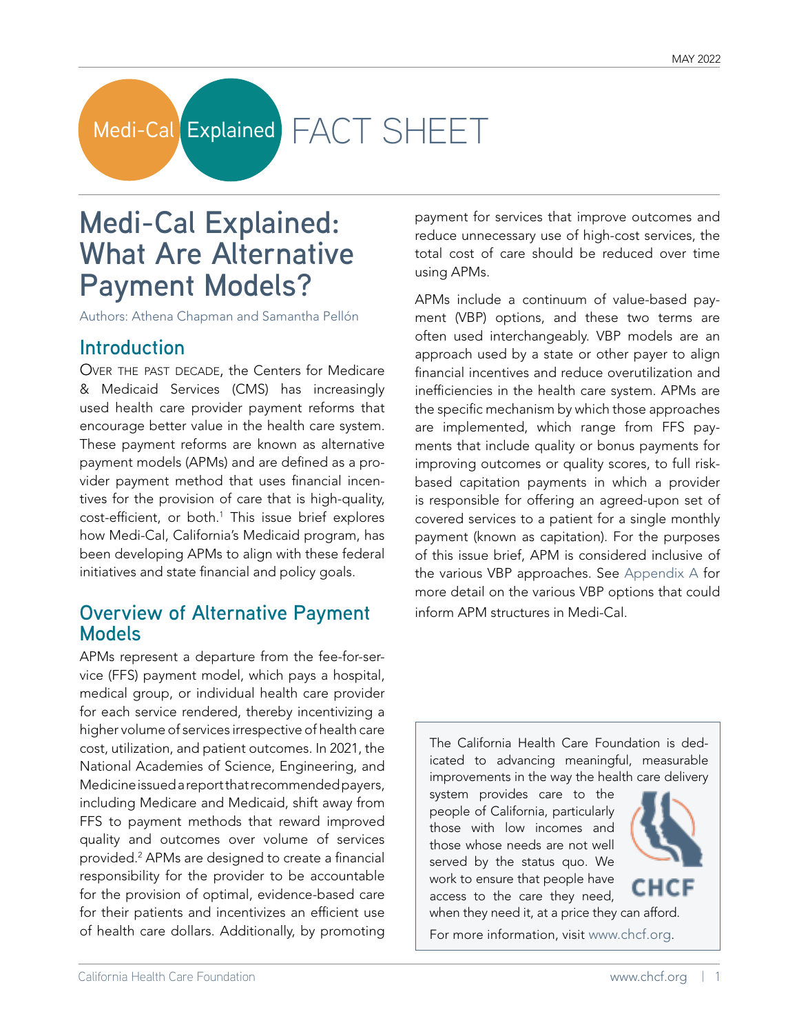MAY 2022

Medi-Cal Explained FACT SHEET

# Medi-Cal Explained: What Are Alternative Payment Models?

Authors: Athena Chapman and Samantha Pellón

## Introduction

Over the past decade, the Centers for Medicare & Medicaid Services (CMS) has increasingly used health care provider payment reforms that encourage better value in the health care system. These payment reforms are known as alternative payment models (APMs) and are defined as a provider payment method that uses financial incentives for the provision of care that is high-quality, cost-efficient, or both.[1] This issue brief explores how Medi-Cal, California's Medicaid program, has been developing APMs to align with these federal initiatives and state financial and policy goals.

## Overview of Alternative Payment Models

APMs represent a departure from the fee-for-service (FFS) payment model, which pays a hospital, medical group, or individual health care provider for each service rendered, thereby incentivizing a higher volume of services irrespective of health care cost, utilization, and patient outcomes. In 2021, the National Academies of Science, Engineering, and Medicine issued a report that recommended payers, including Medicare and Medicaid, shift away from FFS to payment methods that reward improved quality and outcomes over volume of services provided.[2] APMs are designed to create a financial responsibility for the provider to be accountable for the provision of optimal, evidence-based care for their patients and incentivizes an efficient use of health care dollars. Additionally, by promoting payment for services that improve outcomes and reduce unnecessary use of high-cost services, the total cost of care should be reduced over time using APMs.

APMs include a continuum of value-based payment (VBP) options, and these two terms are often used interchangeably. VBP models are an approach used by a state or other payer to align financial incentives and reduce overutilization and inefficiencies in the health care system. APMs are the specific mechanism by which those approaches are implemented, which range from FFS payments that include quality or bonus payments for improving outcomes or quality scores, to full risk-based capitation payments in which a provider is responsible for offering an agreed-upon set of covered services to a patient for a single monthly payment (known as capitation). For the purposes of this issue brief, APM is considered inclusive of the various VBP approaches. See Appendix A for more detail on the various VBP options that could inform APM structures in Medi-Cal.

The California Health Care Foundation is dedicated to advancing meaningful, measurable improvements in the way the health care delivery system provides care to the people of California, particularly those with low incomes and those whose needs are not well served by the status quo. We work to ensure that people have access to the care they need, when they need it, at a price they can afford.

For more information, visit www.chcf.org.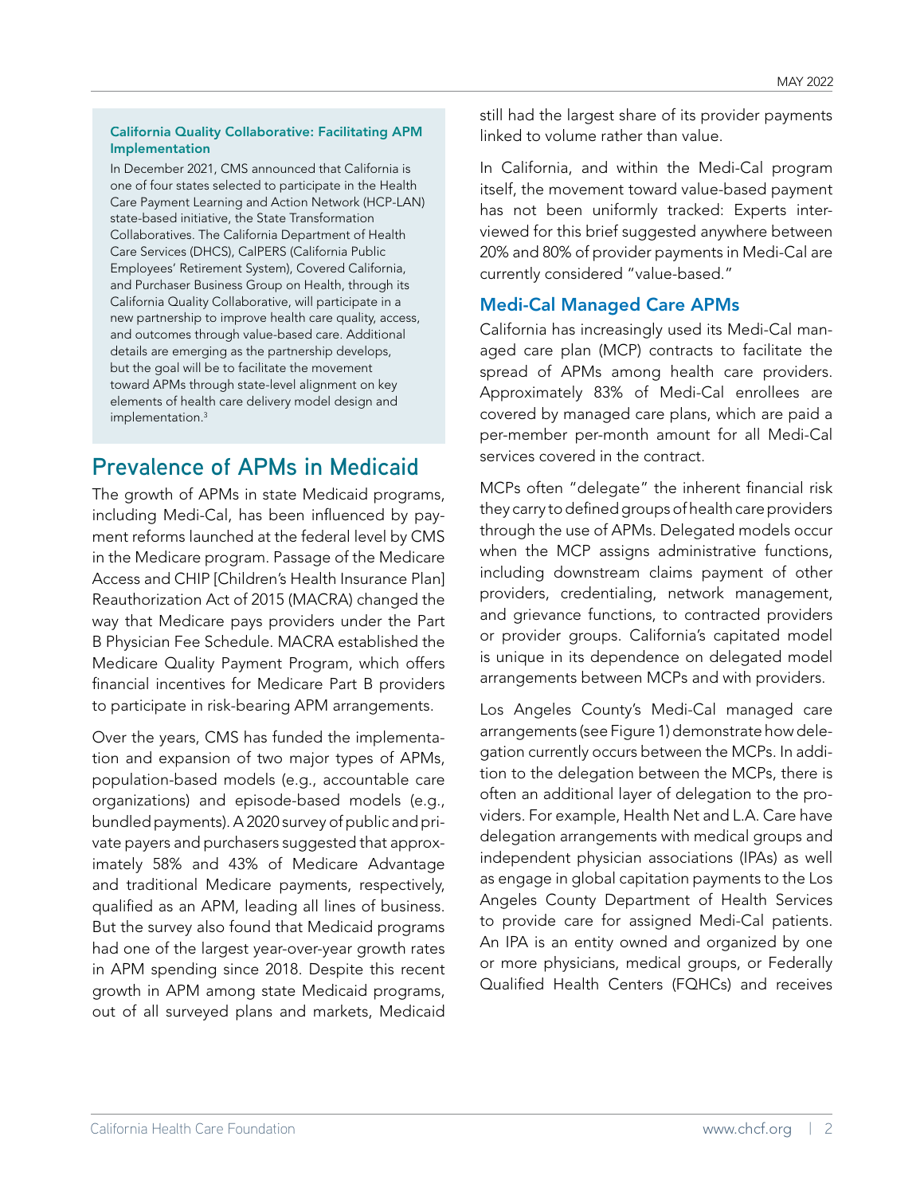**California Quality Collaborative: Facilitating APM Implementation**

In December 2021, CMS announced that California is one of four states selected to participate in the Health Care Payment Learning and Action Network (HCP-LAN) state-based initiative, the State Transformation Collaboratives. The California Department of Health Care Services (DHCS), CalPERS (California Public Employees' Retirement System), Covered California, and Purchaser Business Group on Health, through its California Quality Collaborative, will participate in a new partnership to improve health care quality, access, and outcomes through value-based care. Additional details are emerging as the partnership develops, but the goal will be to facilitate the movement toward APMs through state-level alignment on key elements of health care delivery model design and implementation.[3]

## Prevalence of APMs in Medicaid

The growth of APMs in state Medicaid programs, including Medi-Cal, has been influenced by payment reforms launched at the federal level by CMS in the Medicare program. Passage of the Medicare Access and CHIP [Children's Health Insurance Plan] Reauthorization Act of 2015 (MACRA) changed the way that Medicare pays providers under the Part B Physician Fee Schedule. MACRA established the Medicare Quality Payment Program, which offers financial incentives for Medicare Part B providers to participate in risk-bearing APM arrangements.

Over the years, CMS has funded the implementation and expansion of two major types of APMs, population-based models (e.g., accountable care organizations) and episode-based models (e.g., bundled payments). A 2020 survey of public and private payers and purchasers suggested that approximately 58% and 43% of Medicare Advantage and traditional Medicare payments, respectively, qualified as an APM, leading all lines of business. But the survey also found that Medicaid programs had one of the largest year-over-year growth rates in APM spending since 2018. Despite this recent growth in APM among state Medicaid programs, out of all surveyed plans and markets, Medicaid still had the largest share of its provider payments linked to volume rather than value.

In California, and within the Medi-Cal program itself, the movement toward value-based payment has not been uniformly tracked: Experts interviewed for this brief suggested anywhere between 20% and 80% of provider payments in Medi-Cal are currently considered "value-based."

### Medi-Cal Managed Care APMs

California has increasingly used its Medi-Cal managed care plan (MCP) contracts to facilitate the spread of APMs among health care providers. Approximately 83% of Medi-Cal enrollees are covered by managed care plans, which are paid a per-member per-month amount for all Medi-Cal services covered in the contract.

MCPs often "delegate" the inherent financial risk they carry to defined groups of health care providers through the use of APMs. Delegated models occur when the MCP assigns administrative functions, including downstream claims payment of other providers, credentialing, network management, and grievance functions, to contracted providers or provider groups. California's capitated model is unique in its dependence on delegated model arrangements between MCPs and with providers.

Los Angeles County's Medi-Cal managed care arrangements (see Figure 1) demonstrate how delegation currently occurs between the MCPs. In addition to the delegation between the MCPs, there is often an additional layer of delegation to the providers. For example, Health Net and L.A. Care have delegation arrangements with medical groups and independent physician associations (IPAs) as well as engage in global capitation payments to the Los Angeles County Department of Health Services to provide care for assigned Medi-Cal patients. An IPA is an entity owned and organized by one or more physicians, medical groups, or Federally Qualified Health Centers (FQHCs) and receives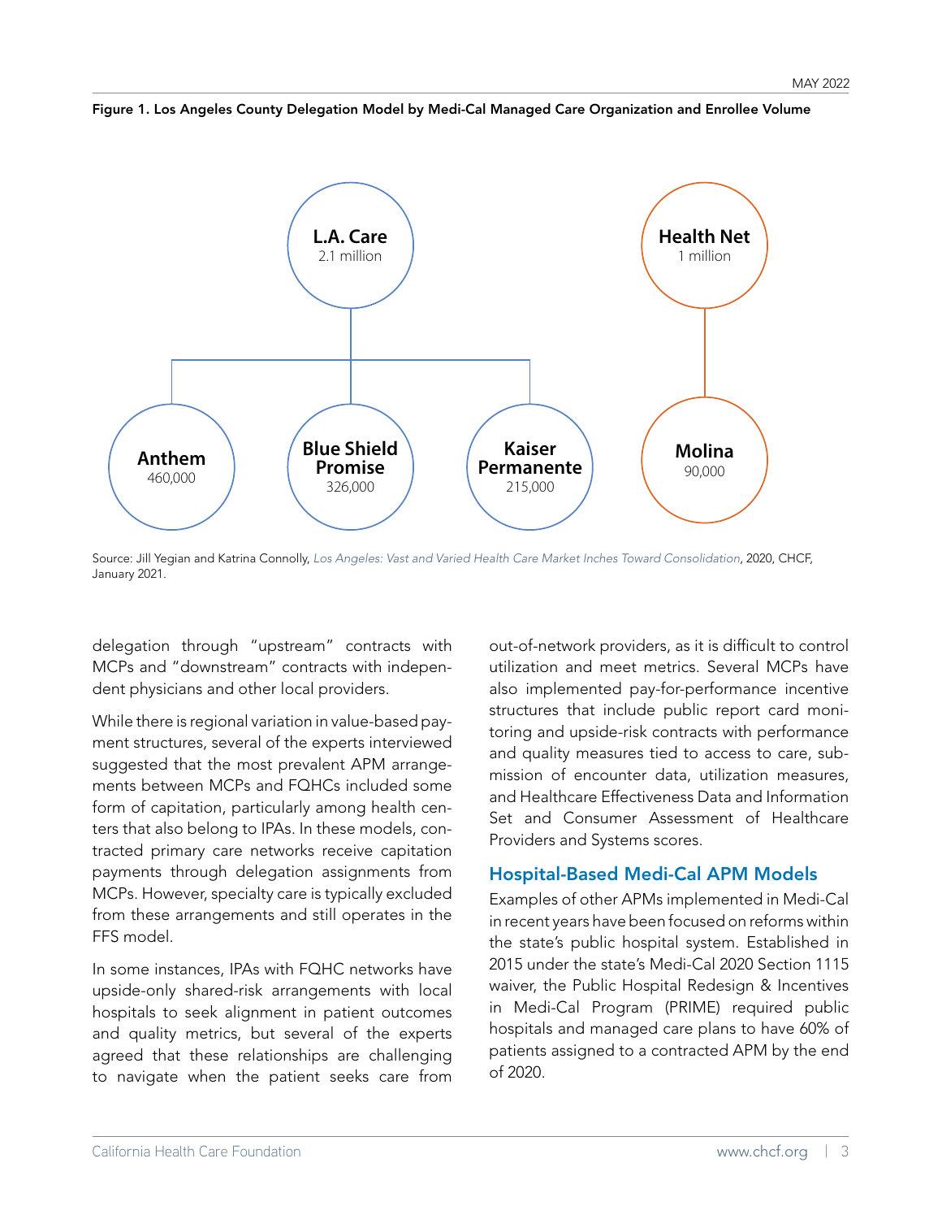**Figure 1. Los Angeles County Delegation Model by Medi-Cal Managed Care Organization and Enrollee Volume**

**L.A. Care** 2.1 million

**Anthem** 460,000

**Blue Shield Promise** 326,000

**Kaiser Permanente** 215,000

**Health Net** 1 million

**Molina** 90,000

Source: Jill Yegian and Katrina Connolly, *Los Angeles: Vast and Varied Health Care Market Inches Toward Consolidation*, 2020, CHCF, January 2021.

delegation through "upstream" contracts with MCPs and "downstream" contracts with independent physicians and other local providers.

While there is regional variation in value-based payment structures, several of the experts interviewed suggested that the most prevalent APM arrangements between MCPs and FQHCs included some form of capitation, particularly among health centers that also belong to IPAs. In these models, contracted primary care networks receive capitation payments through delegation assignments from MCPs. However, specialty care is typically excluded from these arrangements and still operates in the FFS model.

In some instances, IPAs with FQHC networks have upside-only shared-risk arrangements with local hospitals to seek alignment in patient outcomes and quality metrics, but several of the experts agreed that these relationships are challenging to navigate when the patient seeks care from out-of-network providers, as it is difficult to control utilization and meet metrics. Several MCPs have also implemented pay-for-performance incentive structures that include public report card monitoring and upside-risk contracts with performance and quality measures tied to access to care, submission of encounter data, utilization measures, and Healthcare Effectiveness Data and Information Set and Consumer Assessment of Healthcare Providers and Systems scores.

## Hospital-Based Medi-Cal APM Models

Examples of other APMs implemented in Medi-Cal in recent years have been focused on reforms within the state's public hospital system. Established in 2015 under the state's Medi-Cal 2020 Section 1115 waiver, the Public Hospital Redesign & Incentives in Medi-Cal Program (PRIME) required public hospitals and managed care plans to have 60% of patients assigned to a contracted APM by the end of 2020.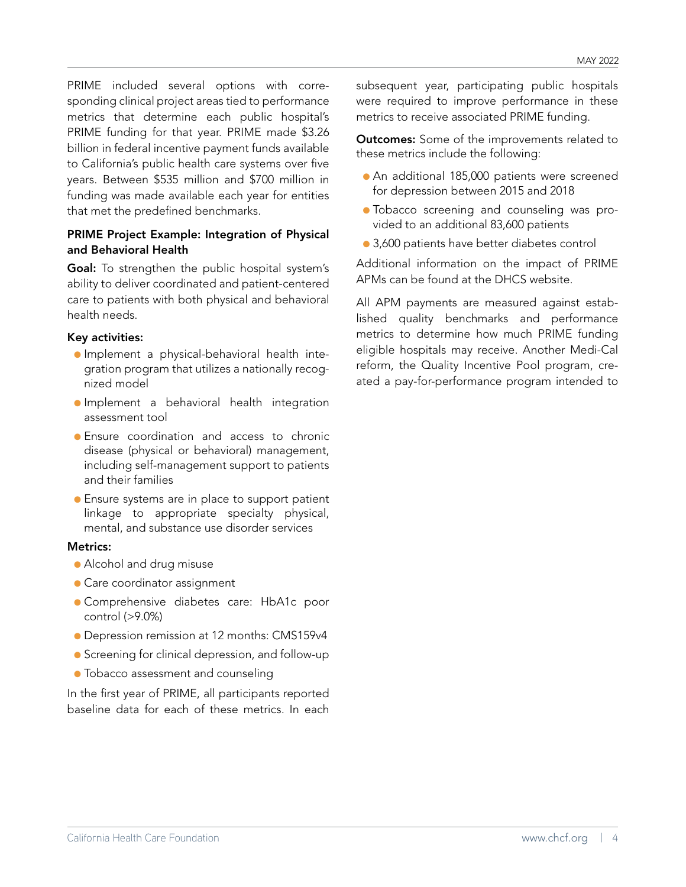PRIME included several options with corresponding clinical project areas tied to performance metrics that determine each public hospital's PRIME funding for that year. PRIME made $3.26 billion in federal incentive payment funds available to California's public health care systems over five years. Between $535 million and $700 million in funding was made available each year for entities that met the predefined benchmarks.

### PRIME Project Example: Integration of Physical and Behavioral Health

**Goal:** To strengthen the public hospital system's ability to deliver coordinated and patient-centered care to patients with both physical and behavioral health needs.

**Key activities:**

- Implement a physical-behavioral health integration program that utilizes a nationally recognized model
- Implement a behavioral health integration assessment tool
- Ensure coordination and access to chronic disease (physical or behavioral) management, including self-management support to patients and their families
- Ensure systems are in place to support patient linkage to appropriate specialty physical, mental, and substance use disorder services

**Metrics:**

- Alcohol and drug misuse
- Care coordinator assignment
- Comprehensive diabetes care: HbA1c poor control (>9.0%)
- Depression remission at 12 months: CMS159v4
- Screening for clinical depression, and follow-up
- Tobacco assessment and counseling

In the first year of PRIME, all participants reported baseline data for each of these metrics. In each subsequent year, participating public hospitals were required to improve performance in these metrics to receive associated PRIME funding.

**Outcomes:** Some of the improvements related to these metrics include the following:

- An additional 185,000 patients were screened for depression between 2015 and 2018
- Tobacco screening and counseling was provided to an additional 83,600 patients
- 3,600 patients have better diabetes control

Additional information on the impact of PRIME APMs can be found at the DHCS website.

All APM payments are measured against established quality benchmarks and performance metrics to determine how much PRIME funding eligible hospitals may receive. Another Medi-Cal reform, the Quality Incentive Pool program, created a pay-for-performance program intended to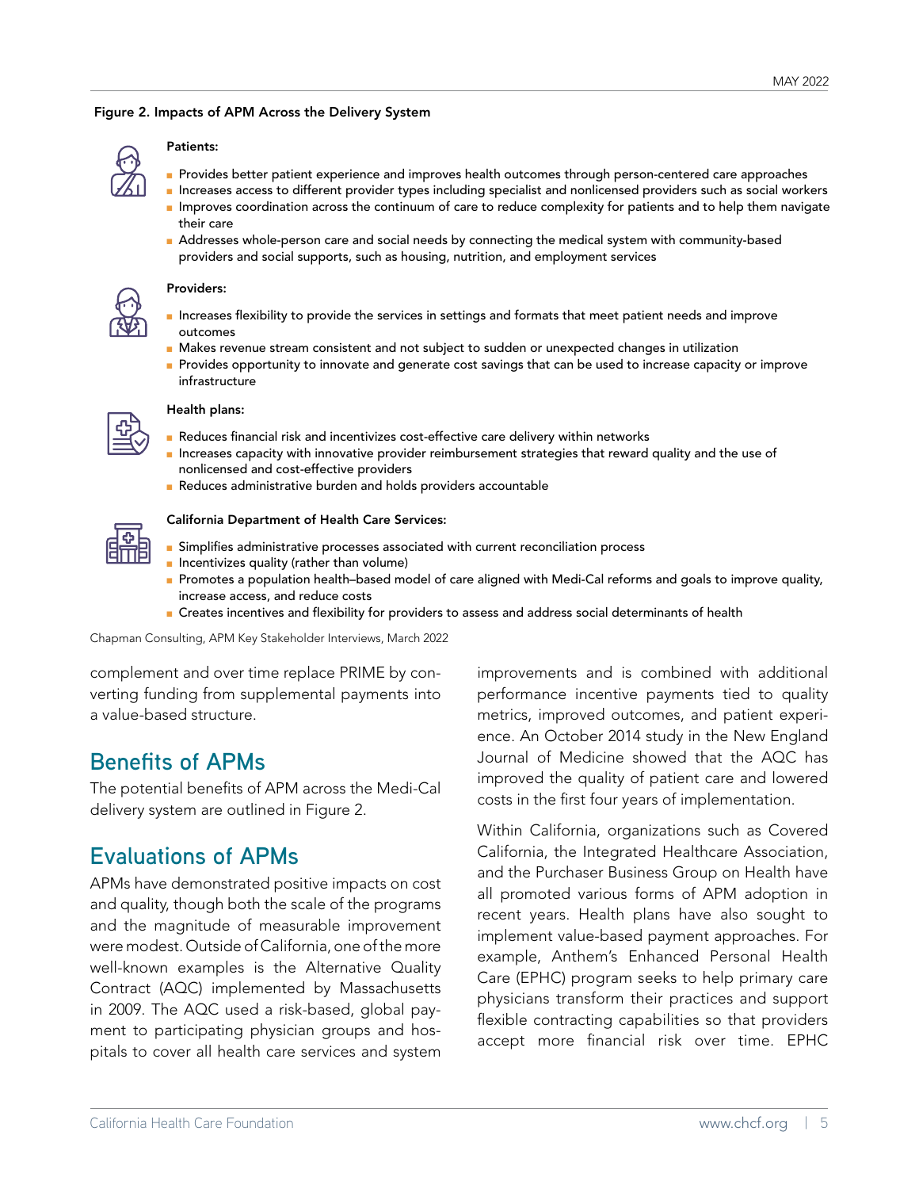**Figure 2. Impacts of APM Across the Delivery System**

**Patients:**

- Provides better patient experience and improves health outcomes through person-centered care approaches
- Increases access to different provider types including specialist and nonlicensed providers such as social workers
- Improves coordination across the continuum of care to reduce complexity for patients and to help them navigate their care
- Addresses whole-person care and social needs by connecting the medical system with community-based providers and social supports, such as housing, nutrition, and employment services

**Providers:**

- Increases flexibility to provide the services in settings and formats that meet patient needs and improve outcomes
- Makes revenue stream consistent and not subject to sudden or unexpected changes in utilization
- Provides opportunity to innovate and generate cost savings that can be used to increase capacity or improve infrastructure

**Health plans:**

- Reduces financial risk and incentivizes cost-effective care delivery within networks
- Increases capacity with innovative provider reimbursement strategies that reward quality and the use of nonlicensed and cost-effective providers
- Reduces administrative burden and holds providers accountable

**California Department of Health Care Services:**

- Simplifies administrative processes associated with current reconciliation process
- Incentivizes quality (rather than volume)
- Promotes a population health–based model of care aligned with Medi-Cal reforms and goals to improve quality, increase access, and reduce costs
- Creates incentives and flexibility for providers to assess and address social determinants of health

Chapman Consulting, APM Key Stakeholder Interviews, March 2022

complement and over time replace PRIME by converting funding from supplemental payments into a value-based structure.

## Benefits of APMs

The potential benefits of APM across the Medi-Cal delivery system are outlined in Figure 2.

## Evaluations of APMs

APMs have demonstrated positive impacts on cost and quality, though both the scale of the programs and the magnitude of measurable improvement were modest. Outside of California, one of the more well-known examples is the Alternative Quality Contract (AQC) implemented by Massachusetts in 2009. The AQC used a risk-based, global payment to participating physician groups and hospitals to cover all health care services and system improvements and is combined with additional performance incentive payments tied to quality metrics, improved outcomes, and patient experience. An October 2014 study in the New England Journal of Medicine showed that the AQC has improved the quality of patient care and lowered costs in the first four years of implementation.

Within California, organizations such as Covered California, the Integrated Healthcare Association, and the Purchaser Business Group on Health have all promoted various forms of APM adoption in recent years. Health plans have also sought to implement value-based payment approaches. For example, Anthem's Enhanced Personal Health Care (EPHC) program seeks to help primary care physicians transform their practices and support flexible contracting capabilities so that providers accept more financial risk over time. EPHC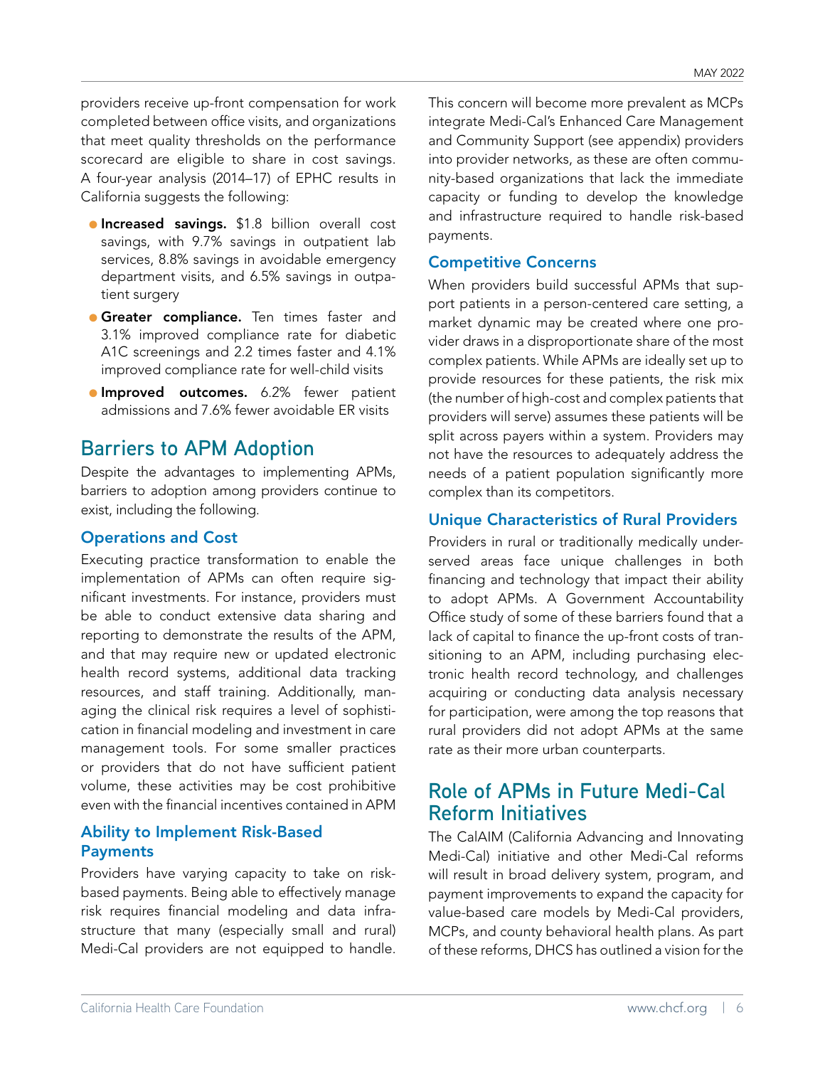providers receive up-front compensation for work completed between office visits, and organizations that meet quality thresholds on the performance scorecard are eligible to share in cost savings. A four-year analysis (2014–17) of EPHC results in California suggests the following:

- **Increased savings.** $1.8 billion overall cost savings, with 9.7% savings in outpatient lab services, 8.8% savings in avoidable emergency department visits, and 6.5% savings in outpatient surgery
- **Greater compliance.** Ten times faster and 3.1% improved compliance rate for diabetic A1C screenings and 2.2 times faster and 4.1% improved compliance rate for well-child visits
- **Improved outcomes.** 6.2% fewer patient admissions and 7.6% fewer avoidable ER visits

## Barriers to APM Adoption

Despite the advantages to implementing APMs, barriers to adoption among providers continue to exist, including the following.

### Operations and Cost

Executing practice transformation to enable the implementation of APMs can often require significant investments. For instance, providers must be able to conduct extensive data sharing and reporting to demonstrate the results of the APM, and that may require new or updated electronic health record systems, additional data tracking resources, and staff training. Additionally, managing the clinical risk requires a level of sophistication in financial modeling and investment in care management tools. For some smaller practices or providers that do not have sufficient patient volume, these activities may be cost prohibitive even with the financial incentives contained in APM

### Ability to Implement Risk-Based Payments

Providers have varying capacity to take on risk-based payments. Being able to effectively manage risk requires financial modeling and data infrastructure that many (especially small and rural) Medi-Cal providers are not equipped to handle. This concern will become more prevalent as MCPs integrate Medi-Cal's Enhanced Care Management and Community Support (see appendix) providers into provider networks, as these are often community-based organizations that lack the immediate capacity or funding to develop the knowledge and infrastructure required to handle risk-based payments.

### Competitive Concerns

When providers build successful APMs that support patients in a person-centered care setting, a market dynamic may be created where one provider draws in a disproportionate share of the most complex patients. While APMs are ideally set up to provide resources for these patients, the risk mix (the number of high-cost and complex patients that providers will serve) assumes these patients will be split across payers within a system. Providers may not have the resources to adequately address the needs of a patient population significantly more complex than its competitors.

### Unique Characteristics of Rural Providers

Providers in rural or traditionally medically underserved areas face unique challenges in both financing and technology that impact their ability to adopt APMs. A Government Accountability Office study of some of these barriers found that a lack of capital to finance the up-front costs of transitioning to an APM, including purchasing electronic health record technology, and challenges acquiring or conducting data analysis necessary for participation, were among the top reasons that rural providers did not adopt APMs at the same rate as their more urban counterparts.

## Role of APMs in Future Medi-Cal Reform Initiatives

The CalAIM (California Advancing and Innovating Medi-Cal) initiative and other Medi-Cal reforms will result in broad delivery system, program, and payment improvements to expand the capacity for value-based care models by Medi-Cal providers, MCPs, and county behavioral health plans. As part of these reforms, DHCS has outlined a vision for the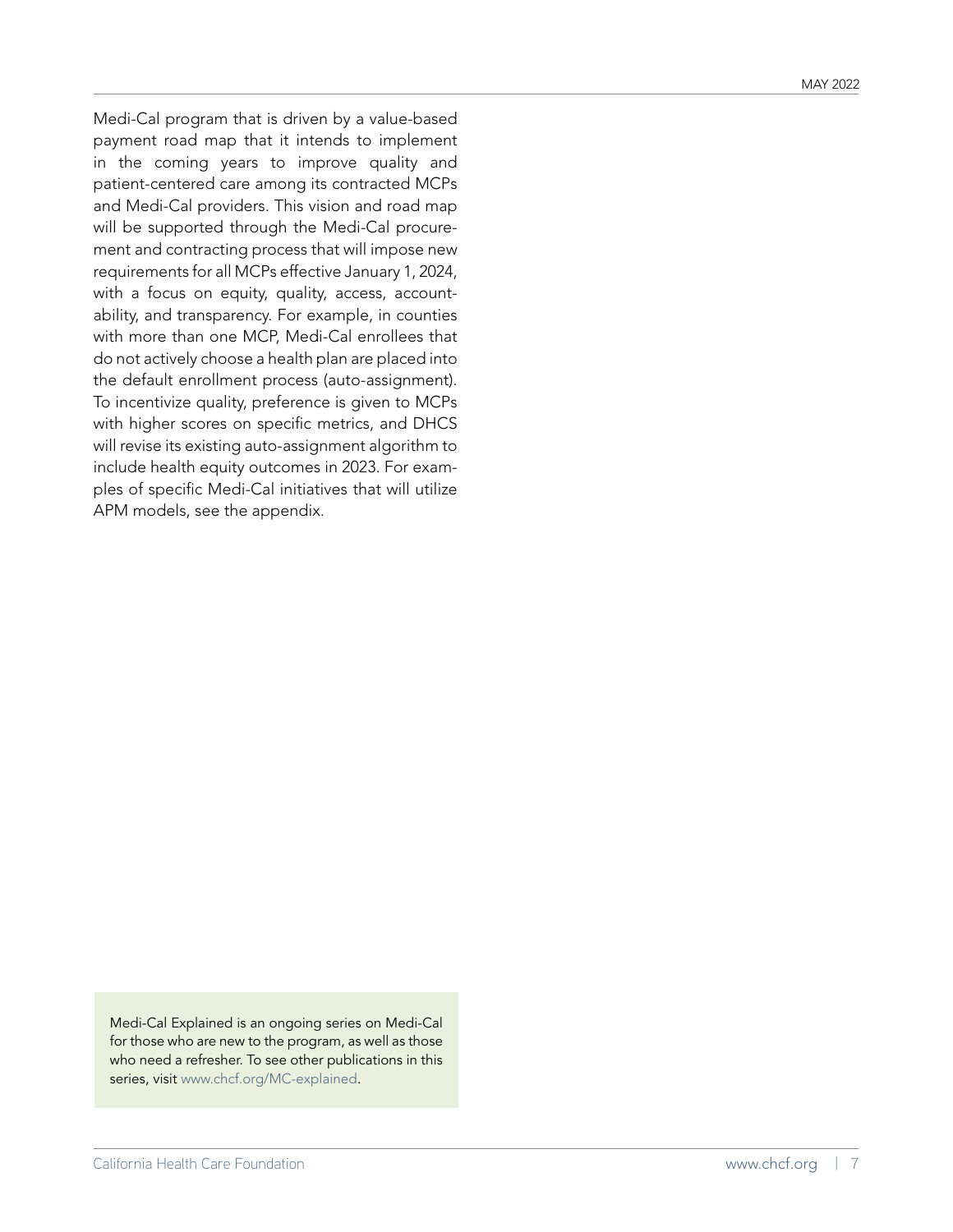Medi-Cal program that is driven by a value-based payment road map that it intends to implement in the coming years to improve quality and patient-centered care among its contracted MCPs and Medi-Cal providers. This vision and road map will be supported through the Medi-Cal procurement and contracting process that will impose new requirements for all MCPs effective January 1, 2024, with a focus on equity, quality, access, accountability, and transparency. For example, in counties with more than one MCP, Medi-Cal enrollees that do not actively choose a health plan are placed into the default enrollment process (auto-assignment). To incentivize quality, preference is given to MCPs with higher scores on specific metrics, and DHCS will revise its existing auto-assignment algorithm to include health equity outcomes in 2023. For examples of specific Medi-Cal initiatives that will utilize APM models, see the appendix.

Medi-Cal Explained is an ongoing series on Medi-Cal for those who are new to the program, as well as those who need a refresher. To see other publications in this series, visit www.chcf.org/MC-explained.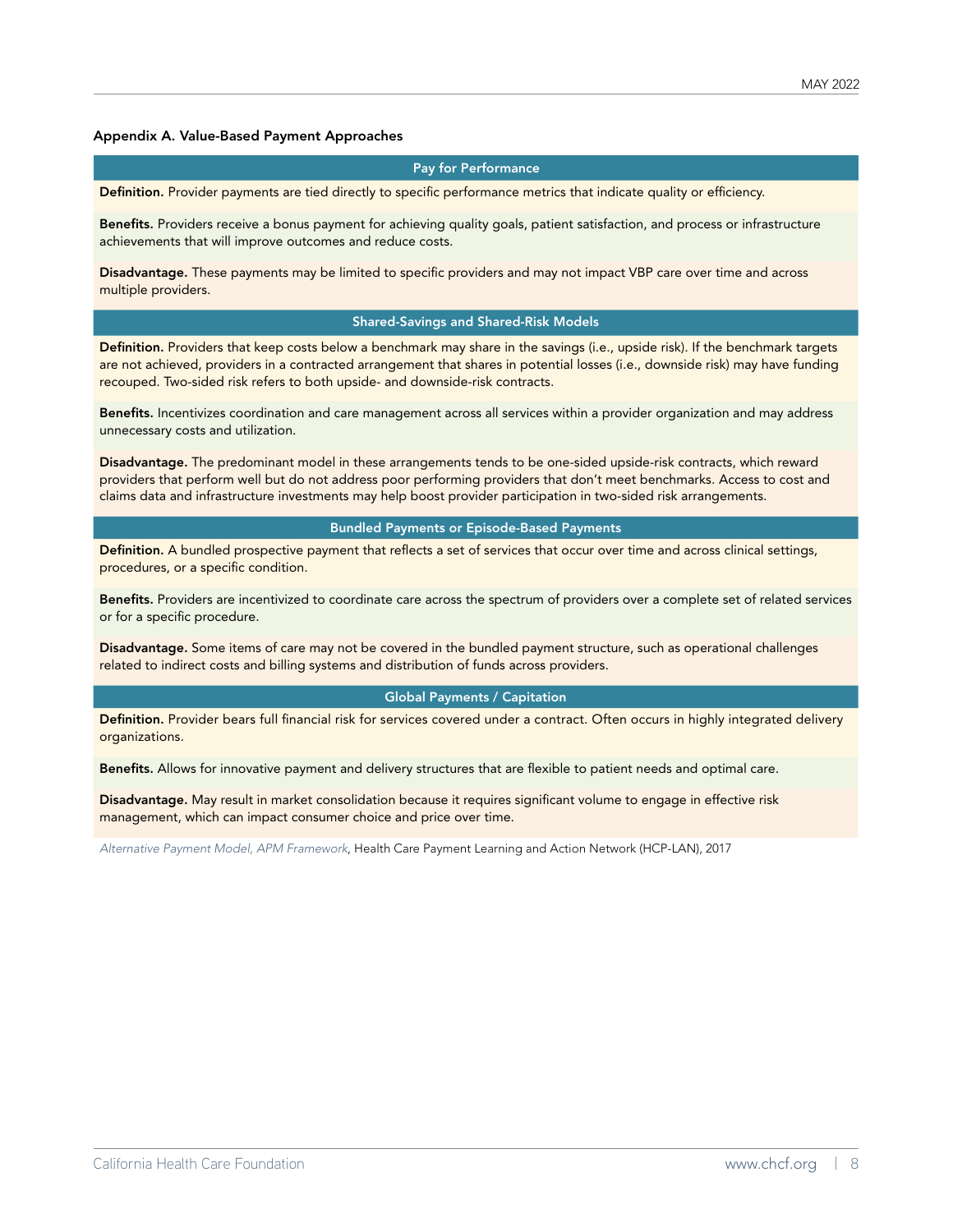## Appendix A. Value-Based Payment Approaches

### Pay for Performance

**Definition.** Provider payments are tied directly to specific performance metrics that indicate quality or efficiency.

**Benefits.** Providers receive a bonus payment for achieving quality goals, patient satisfaction, and process or infrastructure achievements that will improve outcomes and reduce costs.

**Disadvantage.** These payments may be limited to specific providers and may not impact VBP care over time and across multiple providers.

### Shared-Savings and Shared-Risk Models

**Definition.** Providers that keep costs below a benchmark may share in the savings (i.e., upside risk). If the benchmark targets are not achieved, providers in a contracted arrangement that shares in potential losses (i.e., downside risk) may have funding recouped. Two-sided risk refers to both upside- and downside-risk contracts.

**Benefits.** Incentivizes coordination and care management across all services within a provider organization and may address unnecessary costs and utilization.

**Disadvantage.** The predominant model in these arrangements tends to be one-sided upside-risk contracts, which reward providers that perform well but do not address poor performing providers that don't meet benchmarks. Access to cost and claims data and infrastructure investments may help boost provider participation in two-sided risk arrangements.

### Bundled Payments or Episode-Based Payments

**Definition.** A bundled prospective payment that reflects a set of services that occur over time and across clinical settings, procedures, or a specific condition.

**Benefits.** Providers are incentivized to coordinate care across the spectrum of providers over a complete set of related services or for a specific procedure.

**Disadvantage.** Some items of care may not be covered in the bundled payment structure, such as operational challenges related to indirect costs and billing systems and distribution of funds across providers.

### Global Payments / Capitation

**Definition.** Provider bears full financial risk for services covered under a contract. Often occurs in highly integrated delivery organizations.

**Benefits.** Allows for innovative payment and delivery structures that are flexible to patient needs and optimal care.

**Disadvantage.** May result in market consolidation because it requires significant volume to engage in effective risk management, which can impact consumer choice and price over time.

*Alternative Payment Model, APM Framework*, Health Care Payment Learning and Action Network (HCP-LAN), 2017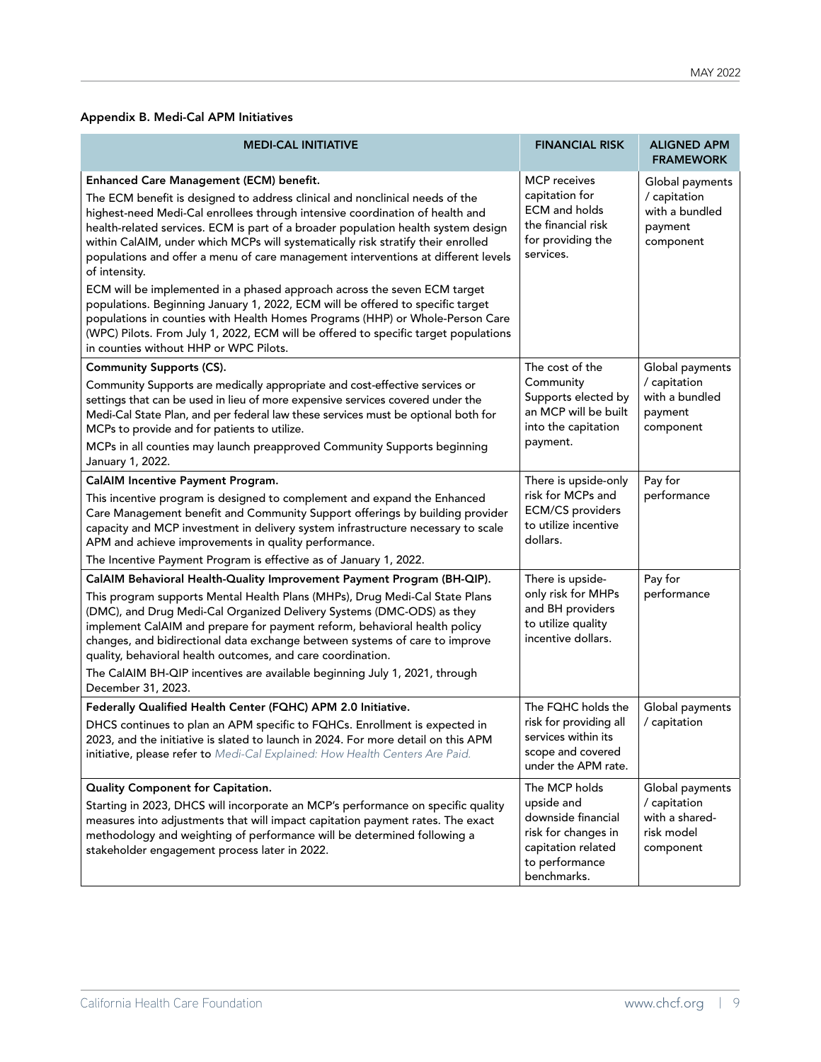### Appendix B. Medi-Cal APM Initiatives

| MEDI-CAL INITIATIVE | FINANCIAL RISK | ALIGNED APM FRAMEWORK |
|---|---|---|
| **Enhanced Care Management (ECM) benefit.**<br>The ECM benefit is designed to address clinical and nonclinical needs of the highest-need Medi-Cal enrollees through intensive coordination of health and health-related services. ECM is part of a broader population health system design within CalAIM, under which MCPs will systematically risk stratify their enrolled populations and offer a menu of care management interventions at different levels of intensity.<br>ECM will be implemented in a phased approach across the seven ECM target populations. Beginning January 1, 2022, ECM will be offered to specific target populations in counties with Health Homes Programs (HHP) or Whole-Person Care (WPC) Pilots. From July 1, 2022, ECM will be offered to specific target populations in counties without HHP or WPC Pilots. | MCP receives capitation for ECM and holds the financial risk for providing the services. | Global payments / capitation with a bundled payment component |
| **Community Supports (CS).**<br>Community Supports are medically appropriate and cost-effective services or settings that can be used in lieu of more expensive services covered under the Medi-Cal State Plan, and per federal law these services must be optional both for MCPs to provide and for patients to utilize.<br>MCPs in all counties may launch preapproved Community Supports beginning January 1, 2022. | The cost of the Community Supports elected by an MCP will be built into the capitation payment. | Global payments / capitation with a bundled payment component |
| **CalAIM Incentive Payment Program.**<br>This incentive program is designed to complement and expand the Enhanced Care Management benefit and Community Support offerings by building provider capacity and MCP investment in delivery system infrastructure necessary to scale APM and achieve improvements in quality performance.<br>The Incentive Payment Program is effective as of January 1, 2022. | There is upside-only risk for MCPs and ECM/CS providers to utilize incentive dollars. | Pay for performance |
| **CalAIM Behavioral Health-Quality Improvement Payment Program (BH-QIP).**<br>This program supports Mental Health Plans (MHPs), Drug Medi-Cal State Plans (DMC), and Drug Medi-Cal Organized Delivery Systems (DMC-ODS) as they implement CalAIM and prepare for payment reform, behavioral health policy changes, and bidirectional data exchange between systems of care to improve quality, behavioral health outcomes, and care coordination.<br>The CalAIM BH-QIP incentives are available beginning July 1, 2021, through December 31, 2023. | There is upside-only risk for MHPs and BH providers to utilize quality incentive dollars. | Pay for performance |
| **Federally Qualified Health Center (FQHC) APM 2.0 Initiative.**<br>DHCS continues to plan an APM specific to FQHCs. Enrollment is expected in 2023, and the initiative is slated to launch in 2024. For more detail on this APM initiative, please refer to *Medi-Cal Explained: How Health Centers Are Paid.* | The FQHC holds the risk for providing all services within its scope and covered under the APM rate. | Global payments / capitation |
| **Quality Component for Capitation.**<br>Starting in 2023, DHCS will incorporate an MCP's performance on specific quality measures into adjustments that will impact capitation payment rates. The exact methodology and weighting of performance will be determined following a stakeholder engagement process later in 2022. | The MCP holds upside and downside financial risk for changes in capitation related to performance benchmarks. | Global payments / capitation with a shared-risk model component |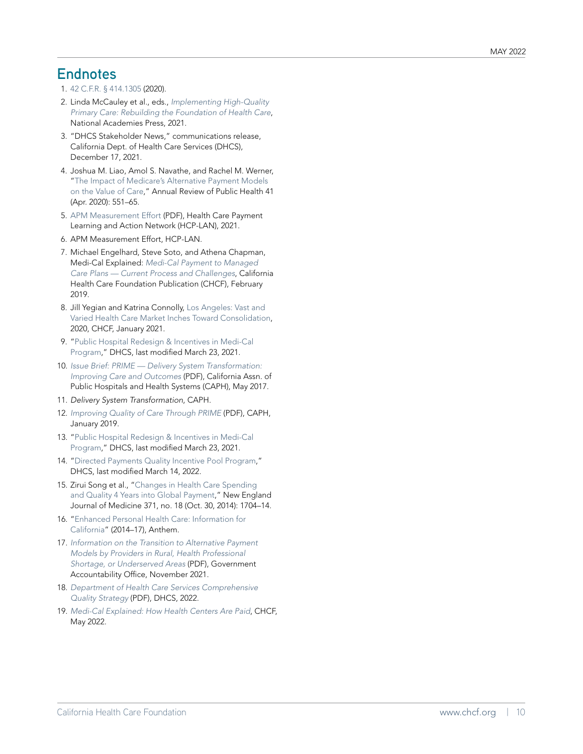## Endnotes

1. 42 C.F.R. § 414.1305 (2020).
2. Linda McCauley et al., eds., *Implementing High-Quality Primary Care: Rebuilding the Foundation of Health Care*, National Academies Press, 2021.
3. "DHCS Stakeholder News," communications release, California Dept. of Health Care Services (DHCS), December 17, 2021.
4. Joshua M. Liao, Amol S. Navathe, and Rachel M. Werner, "The Impact of Medicare's Alternative Payment Models on the Value of Care," Annual Review of Public Health 41 (Apr. 2020): 551–65.
5. APM Measurement Effort (PDF), Health Care Payment Learning and Action Network (HCP-LAN), 2021.
6. APM Measurement Effort, HCP-LAN.
7. Michael Engelhard, Steve Soto, and Athena Chapman, Medi-Cal Explained: *Medi-Cal Payment to Managed Care Plans — Current Process and Challenges*, California Health Care Foundation Publication (CHCF), February 2019.
8. Jill Yegian and Katrina Connolly, Los Angeles: Vast and Varied Health Care Market Inches Toward Consolidation, 2020, CHCF, January 2021.
9. "Public Hospital Redesign & Incentives in Medi-Cal Program," DHCS, last modified March 23, 2021.
10. *Issue Brief: PRIME — Delivery System Transformation: Improving Care and Outcomes* (PDF), California Assn. of Public Hospitals and Health Systems (CAPH), May 2017.
11. *Delivery System Transformation*, CAPH.
12. *Improving Quality of Care Through PRIME* (PDF), CAPH, January 2019.
13. "Public Hospital Redesign & Incentives in Medi-Cal Program," DHCS, last modified March 23, 2021.
14. "Directed Payments Quality Incentive Pool Program," DHCS, last modified March 14, 2022.
15. Zirui Song et al., "Changes in Health Care Spending and Quality 4 Years into Global Payment," New England Journal of Medicine 371, no. 18 (Oct. 30, 2014): 1704–14.
16. "Enhanced Personal Health Care: Information for California" (2014–17), Anthem.
17. *Information on the Transition to Alternative Payment Models by Providers in Rural, Health Professional Shortage, or Underserved Areas* (PDF), Government Accountability Office, November 2021.
18. *Department of Health Care Services Comprehensive Quality Strategy* (PDF), DHCS, 2022.
19. *Medi-Cal Explained: How Health Centers Are Paid*, CHCF, May 2022.